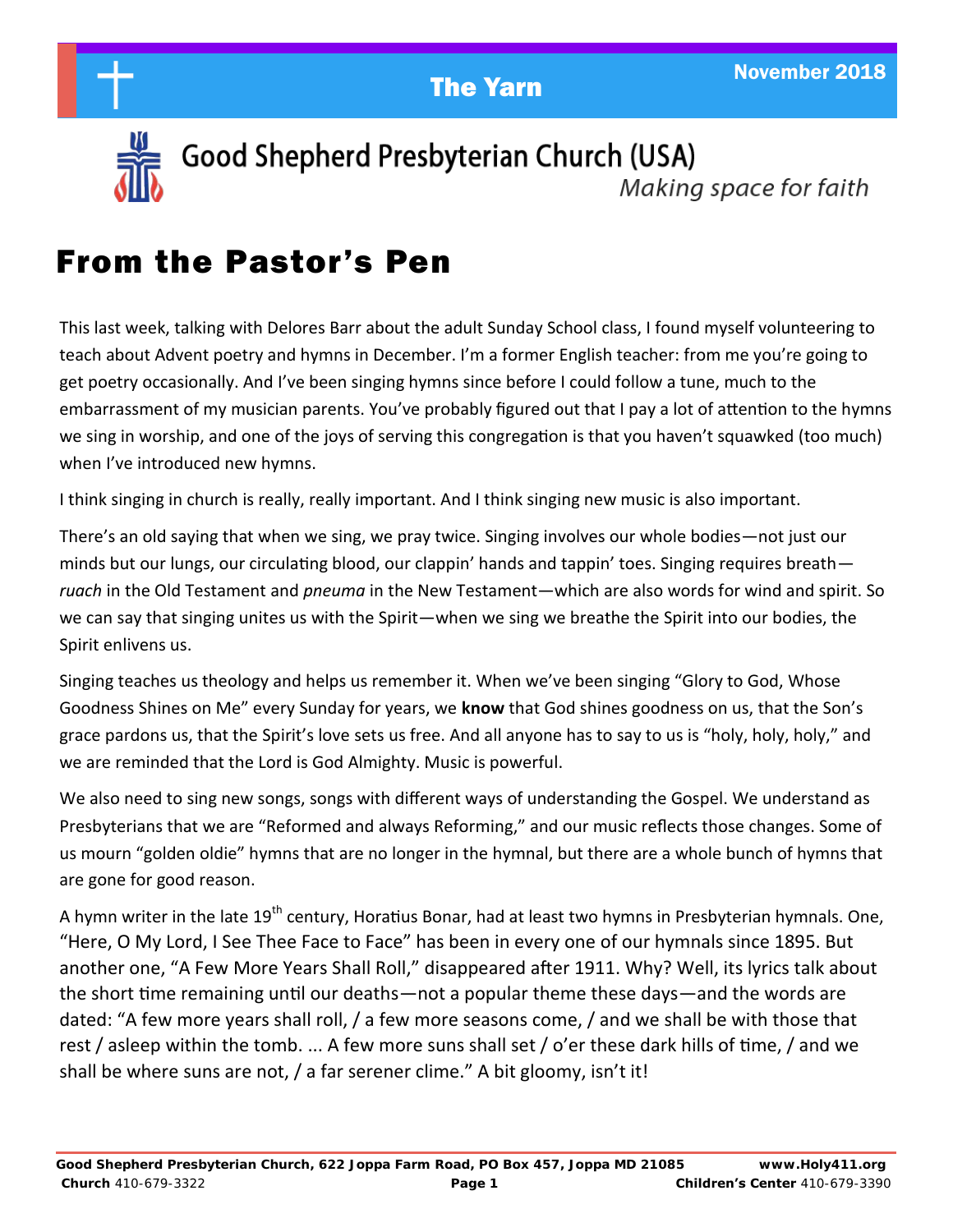# The Yarn

November 2018

## Good Shepherd Presbyterian Church (USA)

*Making space for faith*

# From the Pastor's Pen

This last week, talking with Delores Barr about the adult Sunday School class, I found myself volunteering to teach about Advent poetry and hymns in December. I'm a former English teacher: from me you're going to get poetry occasionally. And I've been singing hymns since before I could follow a tune, much to the embarrassment of my musician parents. You've probably figured out that I pay a lot of attention to the hymns we sing in worship, and one of the joys of serving this congregation is that you haven't squawked (too much) when I've introduced new hymns.

I think singing in church is really, really important. And I think singing new music is also important.

There's an old saying that when we sing, we pray twice. Singing involves our whole bodies—not just our minds but our lungs, our circulating blood, our clappin' hands and tappin' toes. Singing requires breath—*ruach* in the Old Testament and *pneuma* in the New Testament—which are also words for wind and spirit. So we can say that singing unites us with the Spirit—when we sing we breathe the Spirit into our bodies, the Spirit enlivens us.

Singing teaches us theology and helps us remember it. When we've been singing "Glory to God, Whose Goodness Shines on Me" every Sunday for years, we **know** that God shines goodness on us, that the Son's grace pardons us, that the Spirit's love sets us free. And all anyone has to say to us is "holy, holy, holy," and we are reminded that the Lord is God Almighty. Music is powerful.

We also need to sing new songs, songs with different ways of understanding the Gospel. We understand as Presbyterians that we are "Reformed and always Reforming," and our music reflects those changes. Some of us mourn "golden oldie" hymns that are no longer in the hymnal, but there are a whole bunch of hymns that are gone for good reason.

A hymn writer in the late 19th century, Horatius Bonar, had at least two hymns in Presbyterian hymnals. One, "Here, O My Lord, I See Thee Face to Face" has been in every one of our hymnals since 1895. But another one, "A Few More Years Shall Roll," disappeared after 1911. Why? Well, its lyrics talk about the short time remaining until our deaths—not a popular theme these days—and the words are dated: "A few more years shall roll, / a few more seasons come, / and we shall be with those that rest / asleep within the tomb. ... A few more suns shall set / o'er these dark hills of time, / and we shall be where suns are not, / a far serener clime." A bit gloomy, isn't it!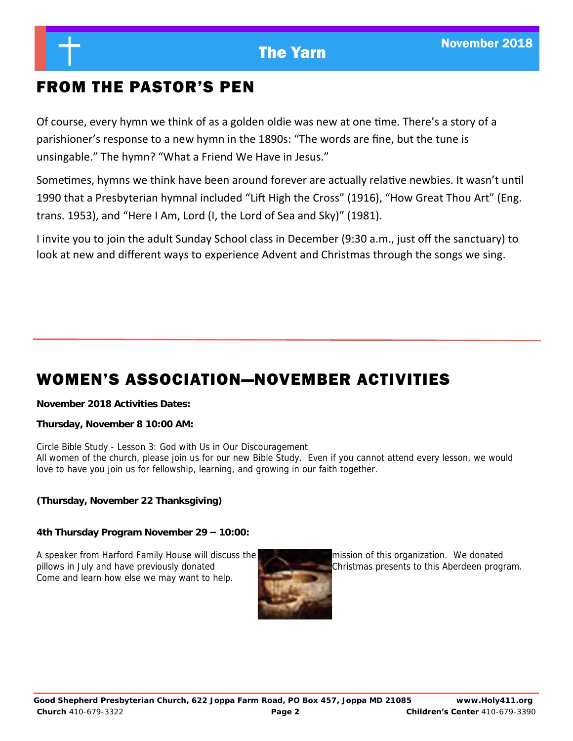## FROM THE PASTOR'S PEN

Of course, every hymn we think of as a golden oldie was new at one time. There's a story of a parishioner's response to a new hymn in the 1890s: "The words are fine, but the tune is unsingable." The hymn? "What a Friend We Have in Jesus."

Sometimes, hymns we think have been around forever are actually relative newbies. It wasn't until 1990 that a Presbyterian hymnal included "Lift High the Cross" (1916), "How Great Thou Art" (Eng. trans. 1953), and "Here I Am, Lord (I, the Lord of Sea and Sky)" (1981).

I invite you to join the adult Sunday School class in December (9:30 a.m., just off the sanctuary) to look at new and different ways to experience Advent and Christmas through the songs we sing.

## WOMEN'S ASSOCIATION—NOVEMBER ACTIVITIES

**November 2018 Activities Dates:**

**Thursday, November 8 10:00 AM:**

Circle Bible Study - Lesson 3: God with Us in Our Discouragement
All women of the church, please join us for our new Bible Study. Even if you cannot attend every lesson, we would love to have you join us for fellowship, learning, and growing in our faith together.

**(Thursday, November 22 Thanksgiving)**

**4th Thursday Program November 29 – 10:00:**

A speaker from Harford Family House will discuss the mission of this organization. We donated pillows in July and have previously donated Christmas presents to this Aberdeen program. Come and learn how else we may want to help.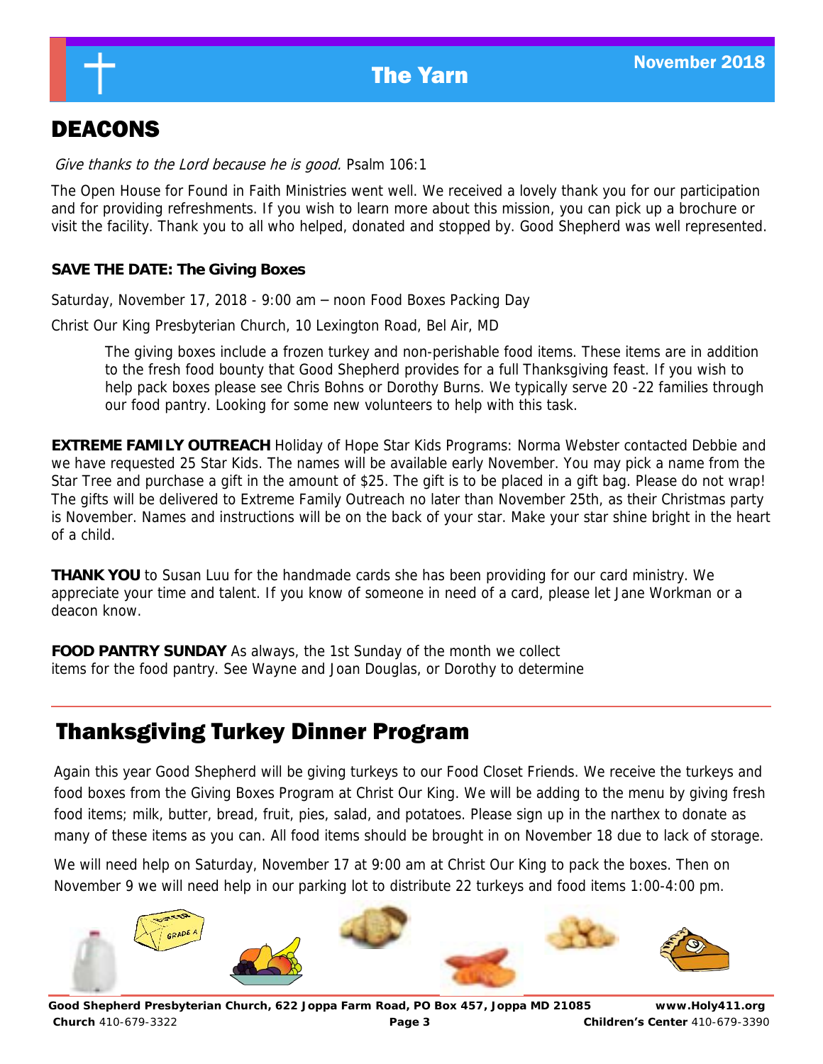## DEACONS

*Give thanks to the Lord because he is good.* Psalm 106:1

The Open House for Found in Faith Ministries went well. We received a lovely thank you for our participation and for providing refreshments. If you wish to learn more about this mission, you can pick up a brochure or visit the facility. Thank you to all who helped, donated and stopped by. Good Shepherd was well represented.

**SAVE THE DATE: The Giving Boxes**

Saturday, November 17, 2018 - 9:00 am – noon Food Boxes Packing Day

Christ Our King Presbyterian Church, 10 Lexington Road, Bel Air, MD

> The giving boxes include a frozen turkey and non-perishable food items. These items are in addition to the fresh food bounty that Good Shepherd provides for a full Thanksgiving feast. If you wish to help pack boxes please see Chris Bohns or Dorothy Burns. We typically serve 20 -22 families through our food pantry. Looking for some new volunteers to help with this task.

**EXTREME FAMILY OUTREACH** Holiday of Hope Star Kids Programs: Norma Webster contacted Debbie and we have requested 25 Star Kids. The names will be available early November. You may pick a name from the Star Tree and purchase a gift in the amount of $25. The gift is to be placed in a gift bag. Please do not wrap! The gifts will be delivered to Extreme Family Outreach no later than November 25th, as their Christmas party is November. Names and instructions will be on the back of your star. Make your star shine bright in the heart of a child.

**THANK YOU** to Susan Luu for the handmade cards she has been providing for our card ministry. We appreciate your time and talent. If you know of someone in need of a card, please let Jane Workman or a deacon know.

**FOOD PANTRY SUNDAY** As always, the 1st Sunday of the month we collect items for the food pantry. See Wayne and Joan Douglas, or Dorothy to determine

## Thanksgiving Turkey Dinner Program

Again this year Good Shepherd will be giving turkeys to our Food Closet Friends. We receive the turkeys and food boxes from the Giving Boxes Program at Christ Our King. We will be adding to the menu by giving fresh food items; milk, butter, bread, fruit, pies, salad, and potatoes. Please sign up in the narthex to donate as many of these items as you can. All food items should be brought in on November 18 due to lack of storage.

We will need help on Saturday, November 17 at 9:00 am at Christ Our King to pack the boxes. Then on November 9 we will need help in our parking lot to distribute 22 turkeys and food items 1:00-4:00 pm.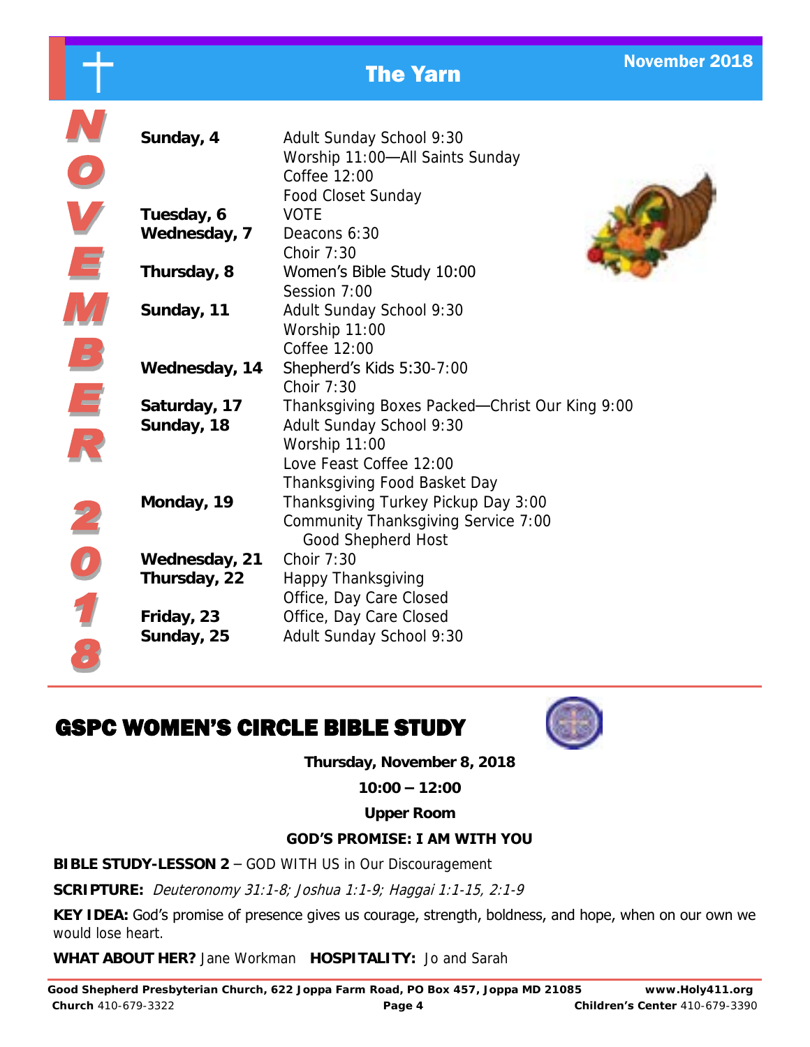# The Yarn

November 2018

**NOVEMBER 2018**

| | |
|---|---|
| **Sunday, 4** | Adult Sunday School 9:30 |
| | Worship 11:00—All Saints Sunday |
| | Coffee 12:00 |
| | Food Closet Sunday |
| **Tuesday, 6** | VOTE |
| **Wednesday, 7** | Deacons 6:30 |
| | Choir 7:30 |
| **Thursday, 8** | Women's Bible Study 10:00 |
| | Session 7:00 |
| **Sunday, 11** | Adult Sunday School 9:30 |
| | Worship 11:00 |
| | Coffee 12:00 |
| **Wednesday, 14** | Shepherd's Kids 5:30-7:00 |
| | Choir 7:30 |
| **Saturday, 17** | Thanksgiving Boxes Packed—Christ Our King 9:00 |
| **Sunday, 18** | Adult Sunday School 9:30 |
| | Worship 11:00 |
| | Love Feast Coffee 12:00 |
| | Thanksgiving Food Basket Day |
| **Monday, 19** | Thanksgiving Turkey Pickup Day 3:00 |
| | Community Thanksgiving Service 7:00 |
| | Good Shepherd Host |
| **Wednesday, 21** | Choir 7:30 |
| **Thursday, 22** | Happy Thanksgiving |
| | Office, Day Care Closed |
| **Friday, 23** | Office, Day Care Closed |
| **Sunday, 25** | Adult Sunday School 9:30 |

## GSPC WOMEN'S CIRCLE BIBLE STUDY

**Thursday, November 8, 2018**

**10:00 – 12:00**

**Upper Room**

**GOD'S PROMISE: I AM WITH YOU**

**BIBLE STUDY-LESSON 2** – GOD WITH US in Our Discouragement

**SCRIPTURE:** *Deuteronomy 31:1-8; Joshua 1:1-9; Haggai 1:1-15, 2:1-9*

**KEY IDEA:** God's promise of presence gives us courage, strength, boldness, and hope, when on our own we would lose heart.

**WHAT ABOUT HER?** Jane Workman **HOSPITALITY:** Jo and Sarah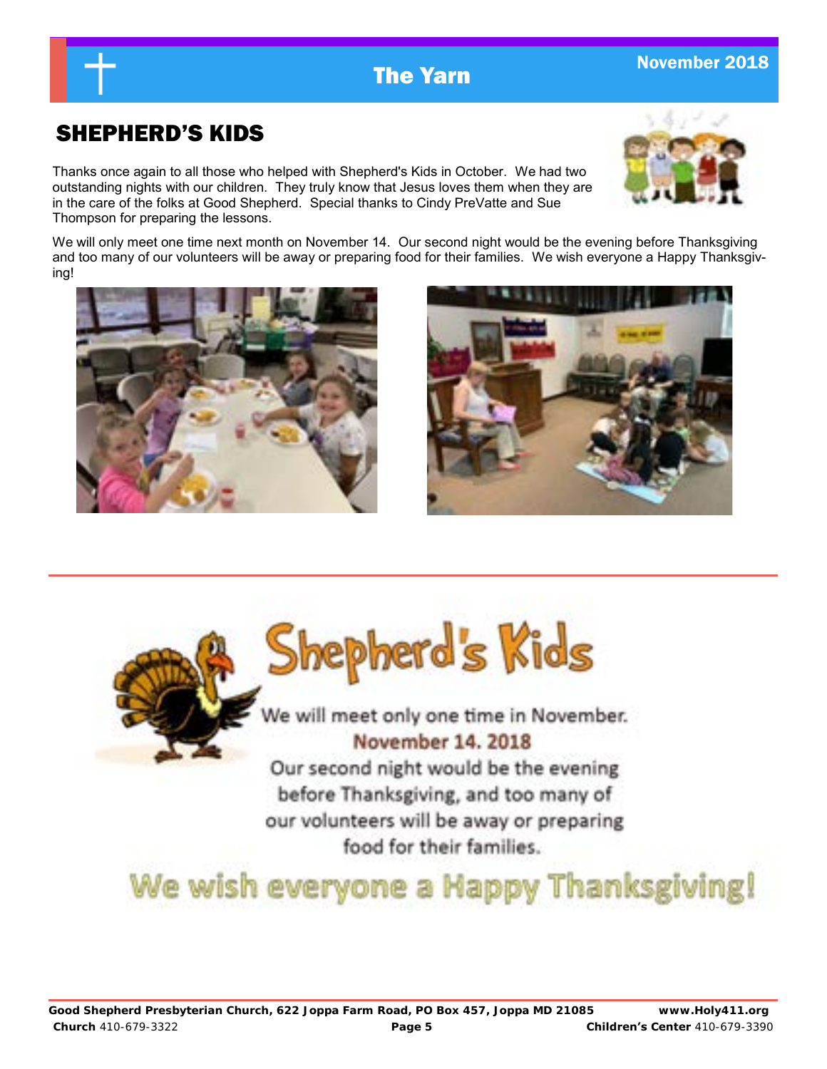## SHEPHERD'S KIDS

Thanks once again to all those who helped with Shepherd's Kids in October. We had two outstanding nights with our children. They truly know that Jesus loves them when they are in the care of the folks at Good Shepherd. Special thanks to Cindy PreVatte and Sue Thompson for preparing the lessons.

We will only meet one time next month on November 14. Our second night would be the evening before Thanksgiving and too many of our volunteers will be away or preparing food for their families. We wish everyone a Happy Thanksgiving!

---

## Shepherd's Kids

We will meet only one time in November.

**November 14. 2018**

Our second night would be the evening before Thanksgiving, and too many of our volunteers will be away or preparing food for their families.

**We wish everyone a Happy Thanksgiving!**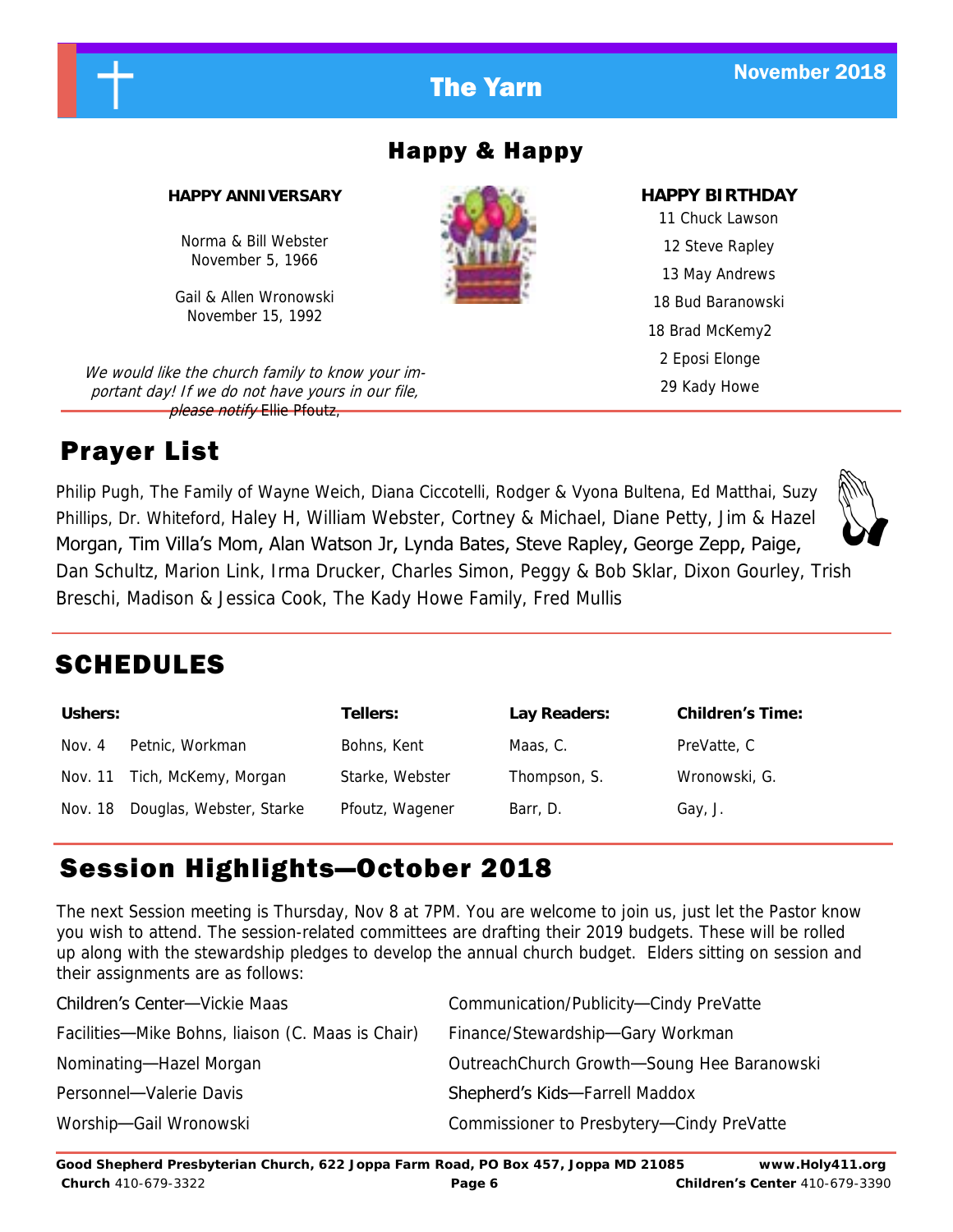# Happy & Happy

**HAPPY ANNIVERSARY**

Norma & Bill Webster
November 5, 1966

Gail & Allen Wronowski
November 15, 1992

*We would like the church family to know your important day! If we do not have yours in our file, please notify* Ellie Pfoutz,

**HAPPY BIRTHDAY**

11 Chuck Lawson

12 Steve Rapley

13 May Andrews

18 Bud Baranowski

18 Brad McKemy2

2 Eposi Elonge

29 Kady Howe

# Prayer List

Philip Pugh, The Family of Wayne Weich, Diana Ciccotelli, Rodger & Vyona Bultena, Ed Matthai, Suzy Phillips, Dr. Whiteford, Haley H, William Webster, Cortney & Michael, Diane Petty, Jim & Hazel Morgan, Tim Villa's Mom, Alan Watson Jr, Lynda Bates, Steve Rapley, George Zepp, Paige, Dan Schultz, Marion Link, Irma Drucker, Charles Simon, Peggy & Bob Sklar, Dixon Gourley, Trish Breschi, Madison & Jessica Cook, The Kady Howe Family, Fred Mullis

# SCHEDULES

| Ushers: | | Tellers: | Lay Readers: | Children's Time: |
|---|---|---|---|---|
| Nov. 4 | Petnic, Workman | Bohns, Kent | Maas, C. | PreVatte, C |
| Nov. 11 | Tich, McKemy, Morgan | Starke, Webster | Thompson, S. | Wronowski, G. |
| Nov. 18 | Douglas, Webster, Starke | Pfoutz, Wagener | Barr, D. | Gay, J. |

# Session Highlights—October 2018

The next Session meeting is Thursday, Nov 8 at 7PM. You are welcome to join us, just let the Pastor know you wish to attend. The session-related committees are drafting their 2019 budgets. These will be rolled up along with the stewardship pledges to develop the annual church budget. Elders sitting on session and their assignments are as follows:

Children's Center—Vickie Maas

Facilities—Mike Bohns, liaison (C. Maas is Chair)

Nominating—Hazel Morgan

Personnel—Valerie Davis

Worship—Gail Wronowski

Communication/Publicity—Cindy PreVatte

Finance/Stewardship—Gary Workman

OutreachChurch Growth—Soung Hee Baranowski

Shepherd's Kids—Farrell Maddox

Commissioner to Presbytery—Cindy PreVatte